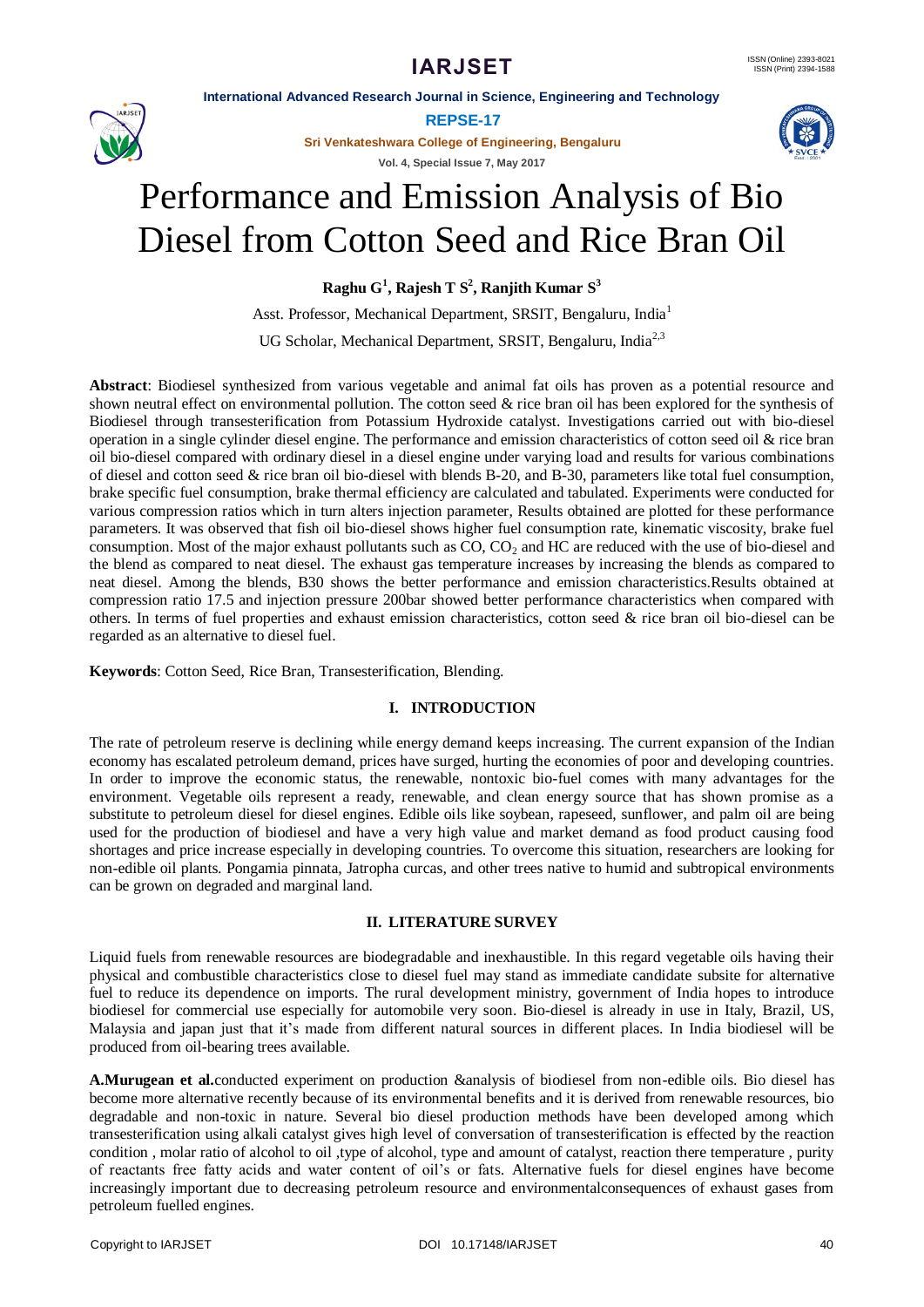# Performance and Emission Analysis of Bio Diesel from Cotton Seed and Rice Bran Oil

**Raghu G[1], Rajesh T S[2], Ranjith Kumar S[3]**

Asst. Professor, Mechanical Department, SRSIT, Bengaluru, India[1]

UG Scholar, Mechanical Department, SRSIT, Bengaluru, India[2,3]

**Abstract**: Biodiesel synthesized from various vegetable and animal fat oils has proven as a potential resource and shown neutral effect on environmental pollution. The cotton seed & rice bran oil has been explored for the synthesis of Biodiesel through transesterification from Potassium Hydroxide catalyst. Investigations carried out with bio-diesel operation in a single cylinder diesel engine. The performance and emission characteristics of cotton seed oil & rice bran oil bio-diesel compared with ordinary diesel in a diesel engine under varying load and results for various combinations of diesel and cotton seed & rice bran oil bio-diesel with blends B-20, and B-30, parameters like total fuel consumption, brake specific fuel consumption, brake thermal efficiency are calculated and tabulated. Experiments were conducted for various compression ratios which in turn alters injection parameter, Results obtained are plotted for these performance parameters. It was observed that fish oil bio-diesel shows higher fuel consumption rate, kinematic viscosity, brake fuel consumption. Most of the major exhaust pollutants such as CO, $CO_2$ and HC are reduced with the use of bio-diesel and the blend as compared to neat diesel. The exhaust gas temperature increases by increasing the blends as compared to neat diesel. Among the blends, B30 shows the better performance and emission characteristics.Results obtained at compression ratio 17.5 and injection pressure 200bar showed better performance characteristics when compared with others. In terms of fuel properties and exhaust emission characteristics, cotton seed & rice bran oil bio-diesel can be regarded as an alternative to diesel fuel.

**Keywords**: Cotton Seed, Rice Bran, Transesterification, Blending.

## I. INTRODUCTION

The rate of petroleum reserve is declining while energy demand keeps increasing. The current expansion of the Indian economy has escalated petroleum demand, prices have surged, hurting the economies of poor and developing countries. In order to improve the economic status, the renewable, nontoxic bio-fuel comes with many advantages for the environment. Vegetable oils represent a ready, renewable, and clean energy source that has shown promise as a substitute to petroleum diesel for diesel engines. Edible oils like soybean, rapeseed, sunflower, and palm oil are being used for the production of biodiesel and have a very high value and market demand as food product causing food shortages and price increase especially in developing countries. To overcome this situation, researchers are looking for non-edible oil plants. Pongamia pinnata, Jatropha curcas, and other trees native to humid and subtropical environments can be grown on degraded and marginal land.

## II. LITERATURE SURVEY

Liquid fuels from renewable resources are biodegradable and inexhaustible. In this regard vegetable oils having their physical and combustible characteristics close to diesel fuel may stand as immediate candidate subsite for alternative fuel to reduce its dependence on imports. The rural development ministry, government of India hopes to introduce biodiesel for commercial use especially for automobile very soon. Bio-diesel is already in use in Italy, Brazil, US, Malaysia and japan just that it's made from different natural sources in different places. In India biodiesel will be produced from oil-bearing trees available.

**A.Murugean et al.**conducted experiment on production &analysis of biodiesel from non-edible oils. Bio diesel has become more alternative recently because of its environmental benefits and it is derived from renewable resources, bio degradable and non-toxic in nature. Several bio diesel production methods have been developed among which transesterification using alkali catalyst gives high level of conversation of transesterification is effected by the reaction condition , molar ratio of alcohol to oil ,type of alcohol, type and amount of catalyst, reaction there temperature , purity of reactants free fatty acids and water content of oil's or fats. Alternative fuels for diesel engines have become increasingly important due to decreasing petroleum resource and environmentalconsequences of exhaust gases from petroleum fuelled engines.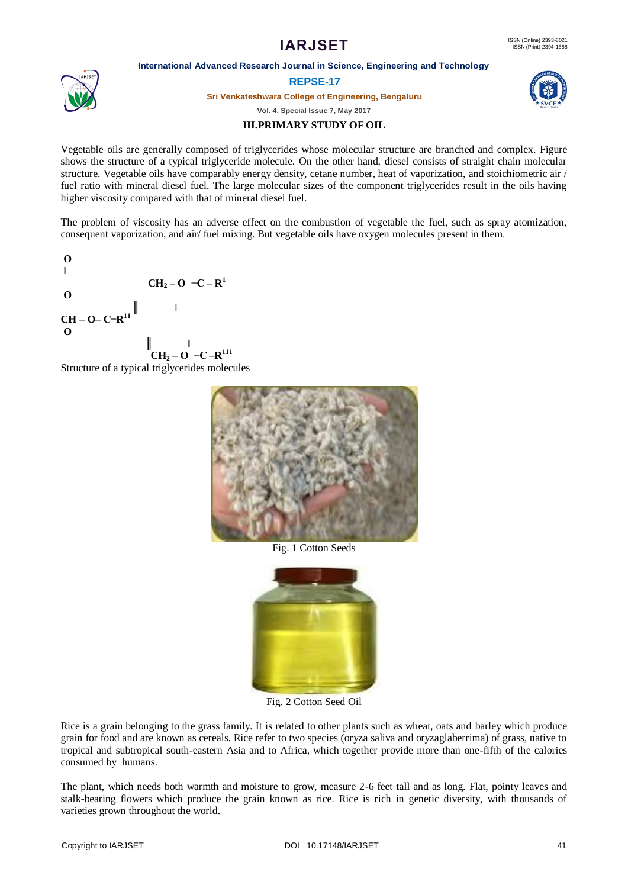## III.PRIMARY STUDY OF OIL

Vegetable oils are generally composed of triglycerides whose molecular structure are branched and complex. Figure shows the structure of a typical triglyceride molecule. On the other hand, diesel consists of straight chain molecular structure. Vegetable oils have comparably energy density, cetane number, heat of vaporization, and stoichiometric air / fuel ratio with mineral diesel fuel. The large molecular sizes of the component triglycerides result in the oils having higher viscosity compared with that of mineral diesel fuel.

The problem of viscosity has an adverse effect on the combustion of vegetable the fuel, such as spray atomization, consequent vaporization, and air/ fuel mixing. But vegetable oils have oxygen molecules present in them.

$$
\begin{array}{l}
CH_2 - O - \overset{\overset{\large O}{\|}}{C} - R^{1} \\
CH - O - \overset{\overset{\large O}{\|}}{C} - R^{11} \\
CH_2 - O - \overset{\overset{\large O}{\|}}{C} - R^{111}
\end{array}
$$

Structure of a typical triglycerides molecules

Fig. 1 Cotton Seeds

Fig. 2 Cotton Seed Oil

Rice is a grain belonging to the grass family. It is related to other plants such as wheat, oats and barley which produce grain for food and are known as cereals. Rice refer to two species (oryza saliva and oryzaglaberrima) of grass, native to tropical and subtropical south-eastern Asia and to Africa, which together provide more than one-fifth of the calories consumed by humans.

The plant, which needs both warmth and moisture to grow, measure 2-6 feet tall and as long. Flat, pointy leaves and stalk-bearing flowers which produce the grain known as rice. Rice is rich in genetic diversity, with thousands of varieties grown throughout the world.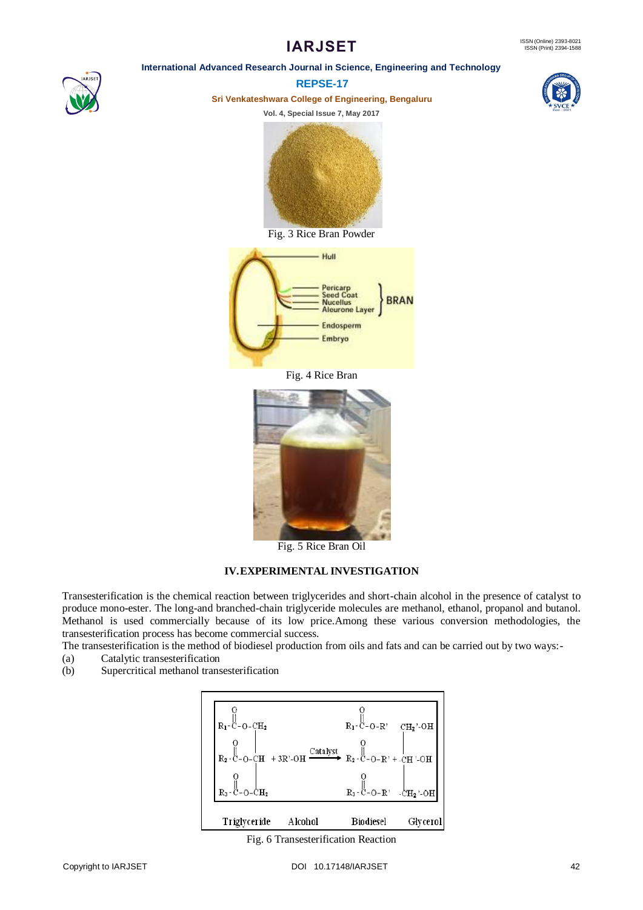Fig. 3 Rice Bran Powder

Fig. 4 Rice Bran

Fig. 5 Rice Bran Oil

## IV. EXPERIMENTAL INVESTIGATION

Transesterification is the chemical reaction between triglycerides and short-chain alcohol in the presence of catalyst to produce mono-ester. The long-and branched-chain triglyceride molecules are methanol, ethanol, propanol and butanol. Methanol is used commercially because of its low price.Among these various conversion methodologies, the transesterification process has become commercial success.

The transesterification is the method of biodiesel production from oils and fats and can be carried out by two ways:-

(a) Catalytic transesterification

(b) Supercritical methanol transesterification

$$
\begin{array}{l}
R_1\text{-}\overset{O}{\overset{\|}{C}}\text{-O-}CH_2 \\
R_2\text{-}\overset{O}{\overset{\|}{C}}\text{-O-}CH \\
R_3\text{-}\overset{O}{\overset{\|}{C}}\text{-O-}CH_2
\end{array}
+ 3R'\text{-OH} \xrightarrow{\text{Catalyst}}
\begin{array}{l}
R_1\text{-}\overset{O}{\overset{\|}{C}}\text{-O-R'} \\
R_2\text{-}\overset{O}{\overset{\|}{C}}\text{-O-R'} \\
R_3\text{-}\overset{O}{\overset{\|}{C}}\text{-O-R'}
\end{array}
+
\begin{array}{l}
CH_2\text{'-OH} \\
CH\text{'-OH} \\
CH_2\text{'-OH}
\end{array}
$$

Triglyceride Alcohol Biodiesel Glycerol

Fig. 6 Transesterification Reaction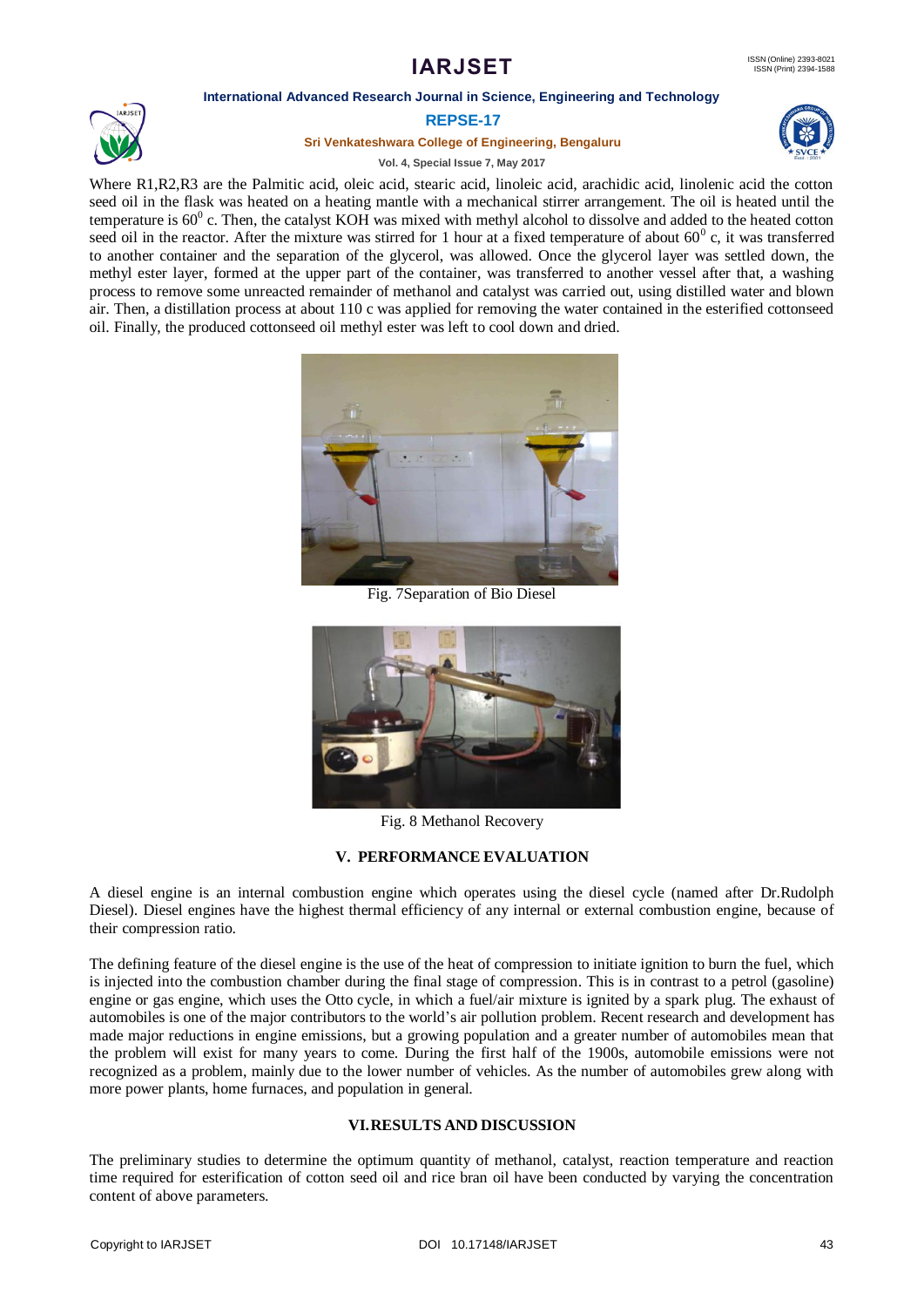Where R1,R2,R3 are the Palmitic acid, oleic acid, stearic acid, linoleic acid, arachidic acid, linolenic acid the cotton seed oil in the flask was heated on a heating mantle with a mechanical stirrer arrangement. The oil is heated until the temperature is $60^0$ c. Then, the catalyst KOH was mixed with methyl alcohol to dissolve and added to the heated cotton seed oil in the reactor. After the mixture was stirred for 1 hour at a fixed temperature of about $60^0$ c, it was transferred to another container and the separation of the glycerol, was allowed. Once the glycerol layer was settled down, the methyl ester layer, formed at the upper part of the container, was transferred to another vessel after that, a washing process to remove some unreacted remainder of methanol and catalyst was carried out, using distilled water and blown air. Then, a distillation process at about 110 c was applied for removing the water contained in the esterified cottonseed oil. Finally, the produced cottonseed oil methyl ester was left to cool down and dried.

Fig. 7Separation of Bio Diesel

Fig. 8 Methanol Recovery

## V. PERFORMANCE EVALUATION

A diesel engine is an internal combustion engine which operates using the diesel cycle (named after Dr.Rudolph Diesel). Diesel engines have the highest thermal efficiency of any internal or external combustion engine, because of their compression ratio.

The defining feature of the diesel engine is the use of the heat of compression to initiate ignition to burn the fuel, which is injected into the combustion chamber during the final stage of compression. This is in contrast to a petrol (gasoline) engine or gas engine, which uses the Otto cycle, in which a fuel/air mixture is ignited by a spark plug. The exhaust of automobiles is one of the major contributors to the world's air pollution problem. Recent research and development has made major reductions in engine emissions, but a growing population and a greater number of automobiles mean that the problem will exist for many years to come. During the first half of the 1900s, automobile emissions were not recognized as a problem, mainly due to the lower number of vehicles. As the number of automobiles grew along with more power plants, home furnaces, and population in general.

## VI. RESULTS AND DISCUSSION

The preliminary studies to determine the optimum quantity of methanol, catalyst, reaction temperature and reaction time required for esterification of cotton seed oil and rice bran oil have been conducted by varying the concentration content of above parameters.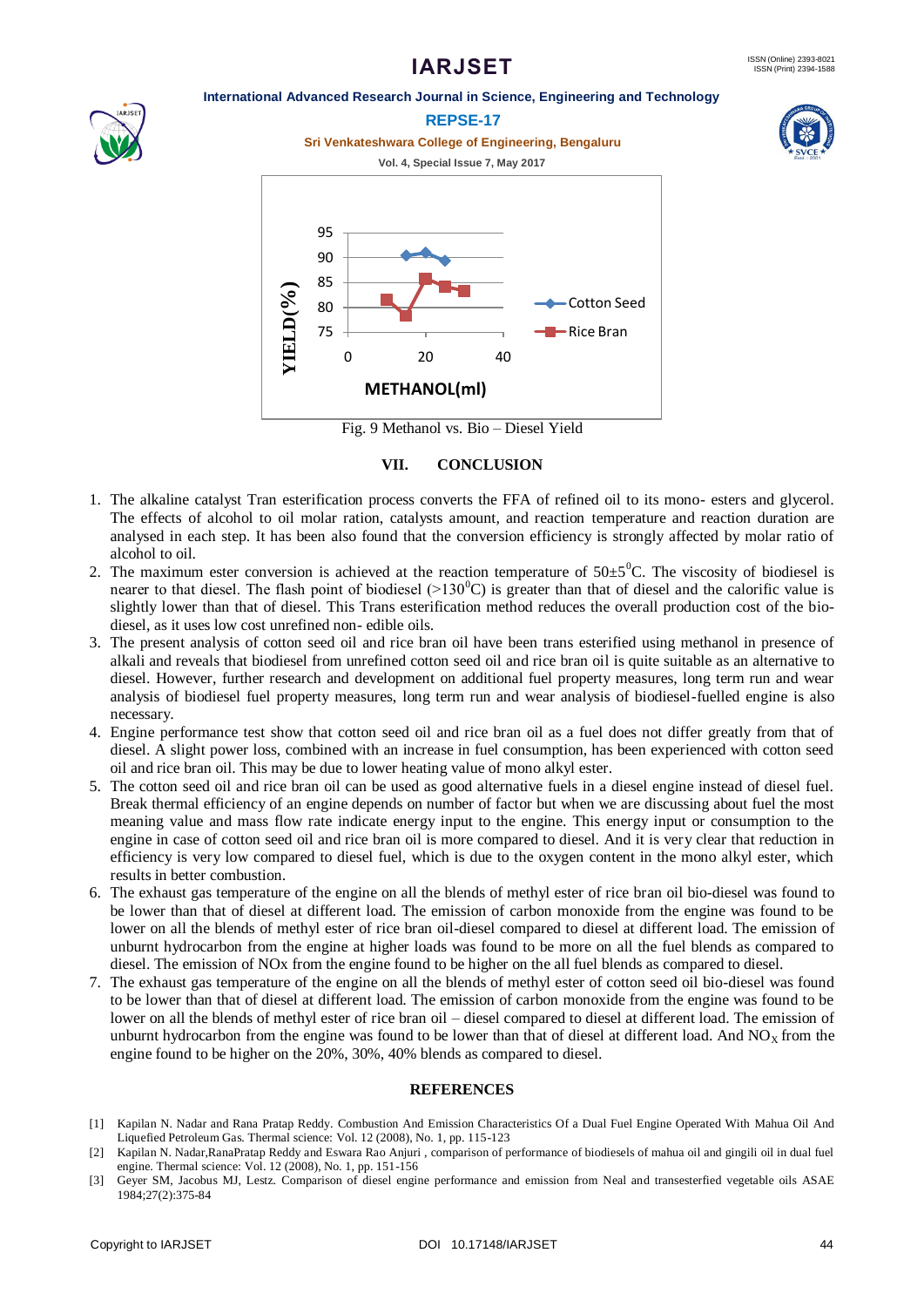Fig. 9 Methanol vs. Bio – Diesel Yield

## VII. CONCLUSION

1. The alkaline catalyst Tran esterification process converts the FFA of refined oil to its mono- esters and glycerol. The effects of alcohol to oil molar ration, catalysts amount, and reaction temperature and reaction duration are analysed in each step. It has been also found that the conversion efficiency is strongly affected by molar ratio of alcohol to oil.
2. The maximum ester conversion is achieved at the reaction temperature of $50\pm5^0$C. The viscosity of biodiesel is nearer to that diesel. The flash point of biodiesel (>$130^0$C) is greater than that of diesel and the calorific value is slightly lower than that of diesel. This Trans esterification method reduces the overall production cost of the bio-diesel, as it uses low cost unrefined non- edible oils.
3. The present analysis of cotton seed oil and rice bran oil have been trans esterified using methanol in presence of alkali and reveals that biodiesel from unrefined cotton seed oil and rice bran oil is quite suitable as an alternative to diesel. However, further research and development on additional fuel property measures, long term run and wear analysis of biodiesel fuel property measures, long term run and wear analysis of biodiesel-fuelled engine is also necessary.
4. Engine performance test show that cotton seed oil and rice bran oil as a fuel does not differ greatly from that of diesel. A slight power loss, combined with an increase in fuel consumption, has been experienced with cotton seed oil and rice bran oil. This may be due to lower heating value of mono alkyl ester.
5. The cotton seed oil and rice bran oil can be used as good alternative fuels in a diesel engine instead of diesel fuel. Break thermal efficiency of an engine depends on number of factor but when we are discussing about fuel the most meaning value and mass flow rate indicate energy input to the engine. This energy input or consumption to the engine in case of cotton seed oil and rice bran oil is more compared to diesel. And it is very clear that reduction in efficiency is very low compared to diesel fuel, which is due to the oxygen content in the mono alkyl ester, which results in better combustion.
6. The exhaust gas temperature of the engine on all the blends of methyl ester of rice bran oil bio-diesel was found to be lower than that of diesel at different load. The emission of carbon monoxide from the engine was found to be lower on all the blends of methyl ester of rice bran oil-diesel compared to diesel at different load. The emission of unburnt hydrocarbon from the engine at higher loads was found to be more on all the fuel blends as compared to diesel. The emission of NOx from the engine found to be higher on the all fuel blends as compared to diesel.
7. The exhaust gas temperature of the engine on all the blends of methyl ester of cotton seed oil bio-diesel was found to be lower than that of diesel at different load. The emission of carbon monoxide from the engine was found to be lower on all the blends of methyl ester of rice bran oil – diesel compared to diesel at different load. The emission of unburnt hydrocarbon from the engine was found to be lower than that of diesel at different load. And $NO_X$ from the engine found to be higher on the 20%, 30%, 40% blends as compared to diesel.

## REFERENCES

[1] Kapilan N. Nadar and Rana Pratap Reddy. Combustion And Emission Characteristics Of a Dual Fuel Engine Operated With Mahua Oil And Liquefied Petroleum Gas. Thermal science: Vol. 12 (2008), No. 1, pp. 115-123

[2] Kapilan N. Nadar,RanaPratap Reddy and Eswara Rao Anjuri , comparison of performance of biodiesels of mahua oil and gingili oil in dual fuel engine. Thermal science: Vol. 12 (2008), No. 1, pp. 151-156

[3] Geyer SM, Jacobus MJ, Lestz. Comparison of diesel engine performance and emission from Neal and transesterfied vegetable oils ASAE 1984;27(2):375-84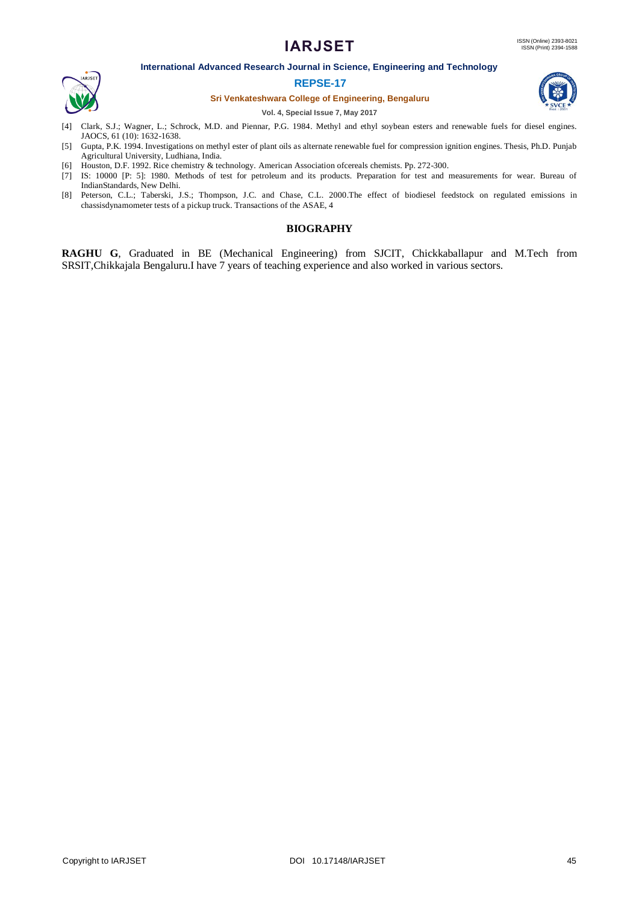[4] Clark, S.J.; Wagner, L.; Schrock, M.D. and Piennar, P.G. 1984. Methyl and ethyl soybean esters and renewable fuels for diesel engines. JAOCS, 61 (10): 1632-1638.

[5] Gupta, P.K. 1994. Investigations on methyl ester of plant oils as alternate renewable fuel for compression ignition engines. Thesis, Ph.D. Punjab Agricultural University, Ludhiana, India.

[6] Houston, D.F. 1992. Rice chemistry & technology. American Association ofcereals chemists. Pp. 272-300.

[7] IS: 10000 [P: 5]: 1980. Methods of test for petroleum and its products. Preparation for test and measurements for wear. Bureau of IndianStandards, New Delhi.

[8] Peterson, C.L.; Taberski, J.S.; Thompson, J.C. and Chase, C.L. 2000.The effect of biodiesel feedstock on regulated emissions in chassisdynamometer tests of a pickup truck. Transactions of the ASAE, 4

## BIOGRAPHY

**RAGHU G**, Graduated in BE (Mechanical Engineering) from SJCIT, Chickkaballapur and M.Tech from SRSIT,Chikkajala Bengaluru.I have 7 years of teaching experience and also worked in various sectors.